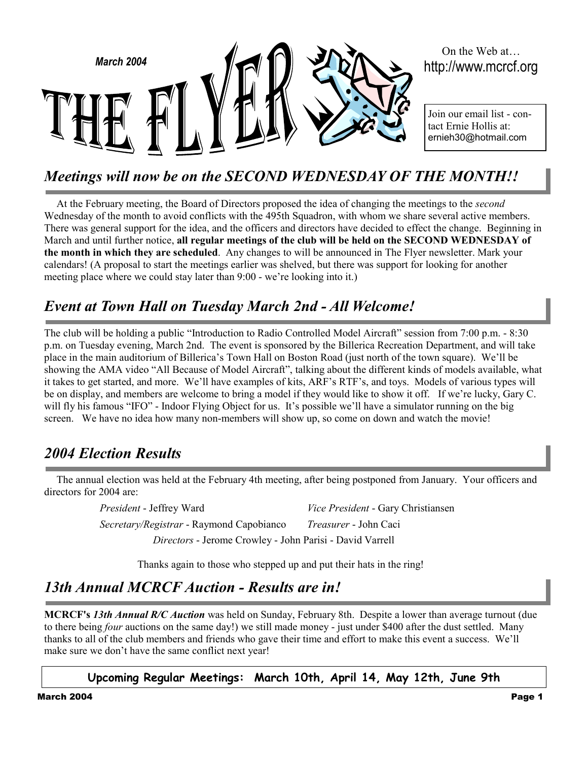March 2004

# THE FLYER

On the Web at…
http://www.mcrcf.org

Join our email list - contact Ernie Hollis at: ernieh30@hotmail.com

## *Meetings will now be on the SECOND WEDNESDAY OF THE MONTH!!*

At the February meeting, the Board of Directors proposed the idea of changing the meetings to the *second* Wednesday of the month to avoid conflicts with the 495th Squadron, with whom we share several active members. There was general support for the idea, and the officers and directors have decided to effect the change. Beginning in March and until further notice, **all regular meetings of the club will be held on the SECOND WEDNESDAY of the month in which they are scheduled**. Any changes to will be announced in The Flyer newsletter. Mark your calendars! (A proposal to start the meetings earlier was shelved, but there was support for looking for another meeting place where we could stay later than 9:00 - we're looking into it.)

## *Event at Town Hall on Tuesday March 2nd - All Welcome!*

The club will be holding a public "Introduction to Radio Controlled Model Aircraft" session from 7:00 p.m. - 8:30 p.m. on Tuesday evening, March 2nd. The event is sponsored by the Billerica Recreation Department, and will take place in the main auditorium of Billerica's Town Hall on Boston Road (just north of the town square). We'll be showing the AMA video "All Because of Model Aircraft", talking about the different kinds of models available, what it takes to get started, and more. We'll have examples of kits, ARF's RTF's, and toys. Models of various types will be on display, and members are welcome to bring a model if they would like to show it off. If we're lucky, Gary C. will fly his famous "IFO" - Indoor Flying Object for us. It's possible we'll have a simulator running on the big screen. We have no idea how many non-members will show up, so come on down and watch the movie!

## *2004 Election Results*

The annual election was held at the February 4th meeting, after being postponed from January. Your officers and directors for 2004 are:

*President* - Jeffrey Ward
*Vice President* - Gary Christiansen
*Secretary/Registrar* - Raymond Capobianco
*Treasurer* - John Caci
*Directors* - Jerome Crowley - John Parisi - David Varrell

Thanks again to those who stepped up and put their hats in the ring!

## *13th Annual MCRCF Auction - Results are in!*

**MCRCF's** ***13th Annual R/C Auction*** was held on Sunday, February 8th. Despite a lower than average turnout (due to there being *four* auctions on the same day!) we still made money - just under $400 after the dust settled. Many thanks to all of the club members and friends who gave their time and effort to make this event a success. We'll make sure we don't have the same conflict next year!

**Upcoming Regular Meetings: March 10th, April 14, May 12th, June 9th**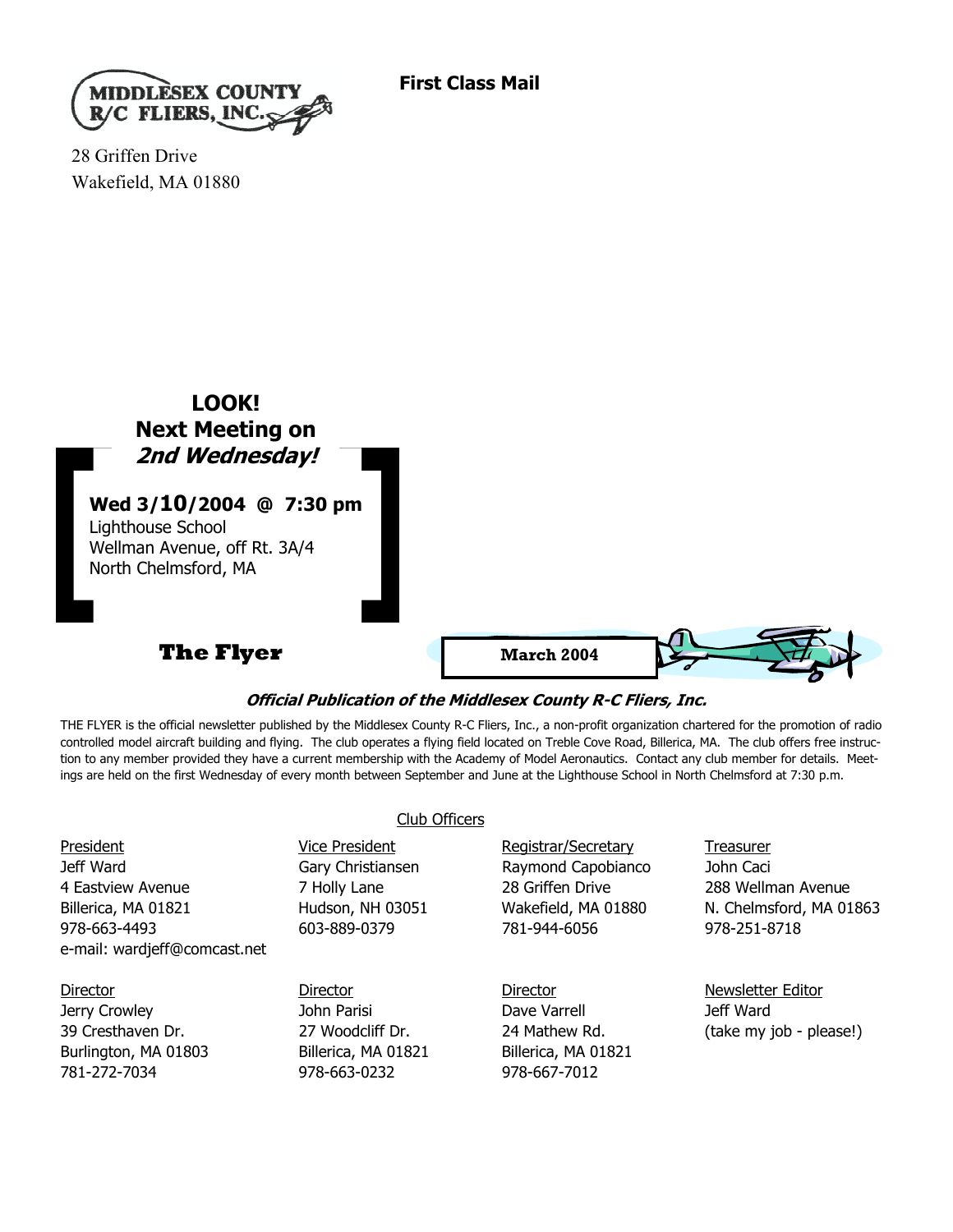MIDDLESEX COUNTY R/C FLIERS, INC.

28 Griffen Drive
Wakefield, MA 01880

**First Class Mail**

**LOOK!**
**Next Meeting on**
***2nd Wednesday!***

**Wed 3/10/2004 @ 7:30 pm**
Lighthouse School
Wellman Avenue, off Rt. 3A/4
North Chelmsford, MA

# The Flyer

**March 2004**

***Official Publication of the Middlesex County R-C Fliers, Inc.***

THE FLYER is the official newsletter published by the Middlesex County R-C Fliers, Inc., a non-profit organization chartered for the promotion of radio controlled model aircraft building and flying. The club operates a flying field located on Treble Cove Road, Billerica, MA. The club offers free instruction to any member provided they have a current membership with the Academy of Model Aeronautics. Contact any club member for details. Meetings are held on the first Wednesday of every month between September and June at the Lighthouse School in North Chelmsford at 7:30 p.m.

## Club Officers

President
Jeff Ward
4 Eastview Avenue
Billerica, MA 01821
978-663-4493
e-mail: wardjeff@comcast.net

Vice President
Gary Christiansen
7 Holly Lane
Hudson, NH 03051
603-889-0379

Registrar/Secretary
Raymond Capobianco
28 Griffen Drive
Wakefield, MA 01880
781-944-6056

Treasurer
John Caci
288 Wellman Avenue
N. Chelmsford, MA 01863
978-251-8718

Director
Jerry Crowley
39 Cresthaven Dr.
Burlington, MA 01803
781-272-7034

Director
John Parisi
27 Woodcliff Dr.
Billerica, MA 01821
978-663-0232

Director
Dave Varrell
24 Mathew Rd.
Billerica, MA 01821
978-667-7012

Newsletter Editor
Jeff Ward
(take my job - please!)